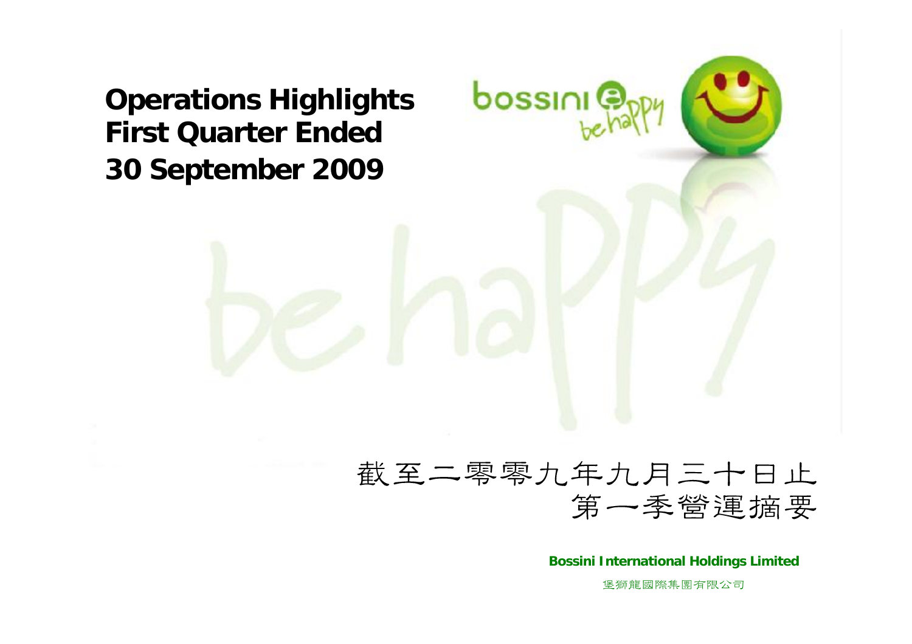# Operations Highlights First Quarter Ended 30 September 2009

截至二零零九年九月三十日止
第一季營運摘要

**Bossini International Holdings Limited**

堡獅龍國際集團有限公司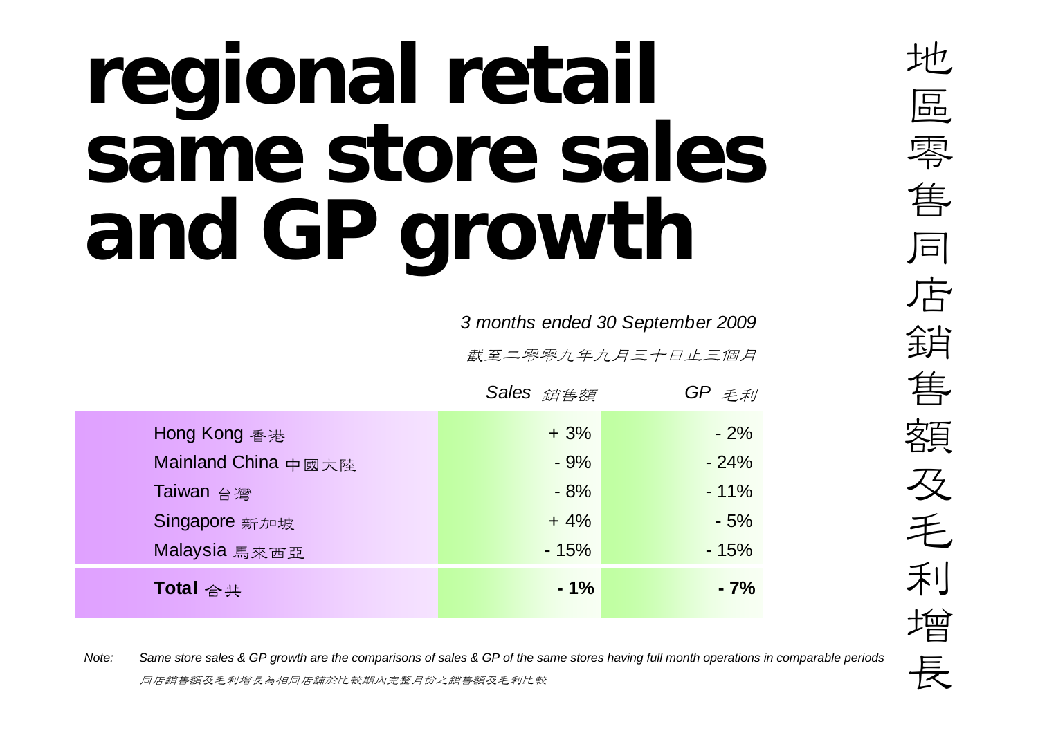# regional retail same store sales and GP growth

地區零售同店銷售額及毛利增長

| | *3 months ended 30 September 2009* *截至二零零九年九月三十日止三個月* | |
|---|---|---|
| | *Sales 銷售額* | *GP 毛利* |
| Hong Kong 香港 | + 3% | - 2% |
| Mainland China 中國大陸 | - 9% | - 24% |
| Taiwan 台灣 | - 8% | - 11% |
| Singapore 新加坡 | + 4% | - 5% |
| Malaysia 馬來西亞 | - 15% | - 15% |
| **Total** 合共 | **- 1%** | **- 7%** |

*Note:* *Same store sales & GP growth are the comparisons of sales & GP of the same stores having full month operations in comparable periods*

*同店銷售額及毛利增長為相同店舖於比較期內完整月份之銷售額及毛利比較*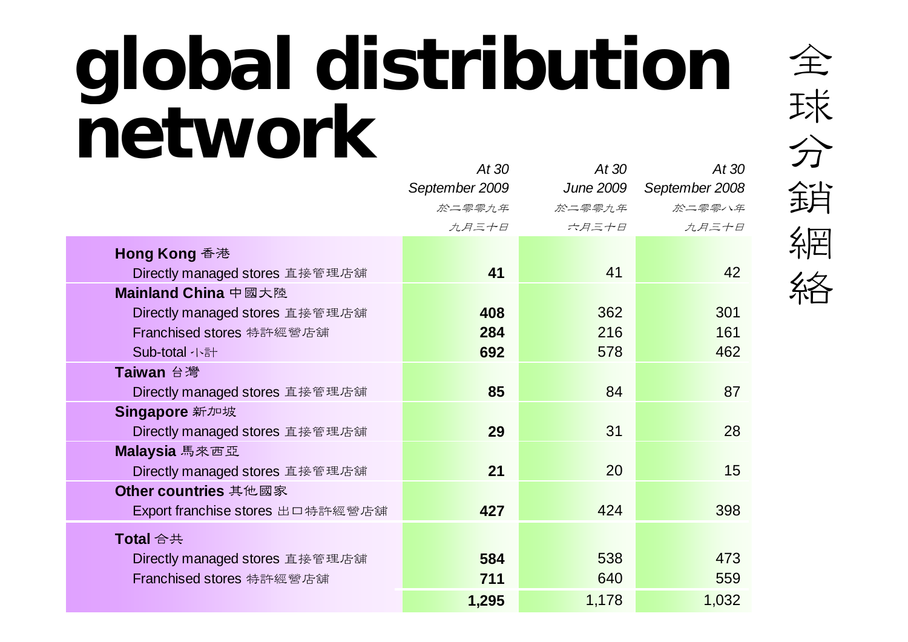# global distribution network

全球分銷網絡

| | At 30 September 2009 於二零零九年九月三十日 | At 30 June 2009 於二零零九年六月三十日 | At 30 September 2008 於二零零八年九月三十日 |
|---|---|---|---|
| **Hong Kong 香港** | | | |
| Directly managed stores 直接管理店舖 | **41** | 41 | 42 |
| **Mainland China 中國大陸** | | | |
| Directly managed stores 直接管理店舖 | **408** | 362 | 301 |
| Franchised stores 特許經營店舖 | **284** | 216 | 161 |
| Sub-total 小計 | **692** | 578 | 462 |
| **Taiwan 台灣** | | | |
| Directly managed stores 直接管理店舖 | **85** | 84 | 87 |
| **Singapore 新加坡** | | | |
| Directly managed stores 直接管理店舖 | **29** | 31 | 28 |
| **Malaysia 馬來西亞** | | | |
| Directly managed stores 直接管理店舖 | **21** | 20 | 15 |
| **Other countries 其他國家** | | | |
| Export franchise stores 出口特許經營店舖 | **427** | 424 | 398 |
| **Total 合共** | | | |
| Directly managed stores 直接管理店舖 | **584** | 538 | 473 |
| Franchised stores 特許經營店舖 | **711** | 640 | 559 |
| | **1,295** | 1,178 | 1,032 |